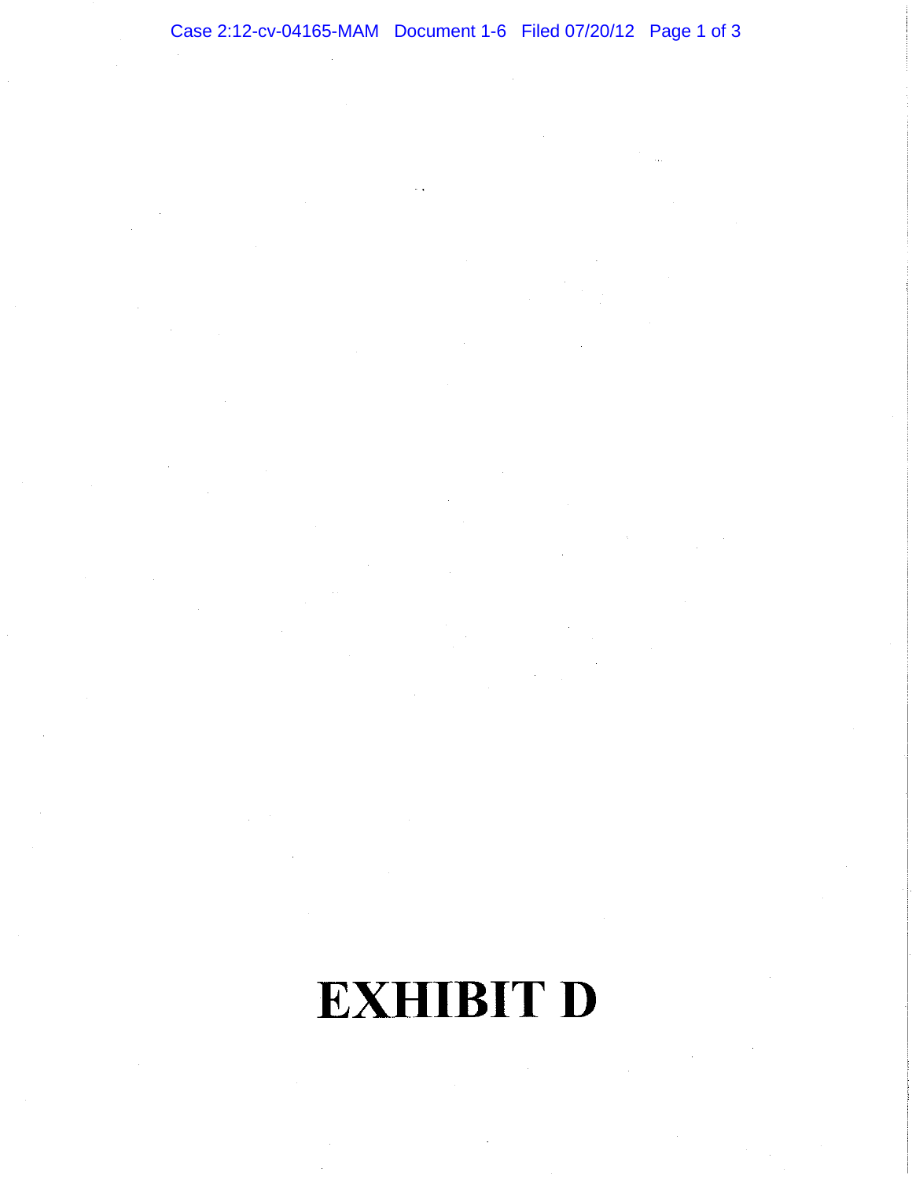# EXHIBIT D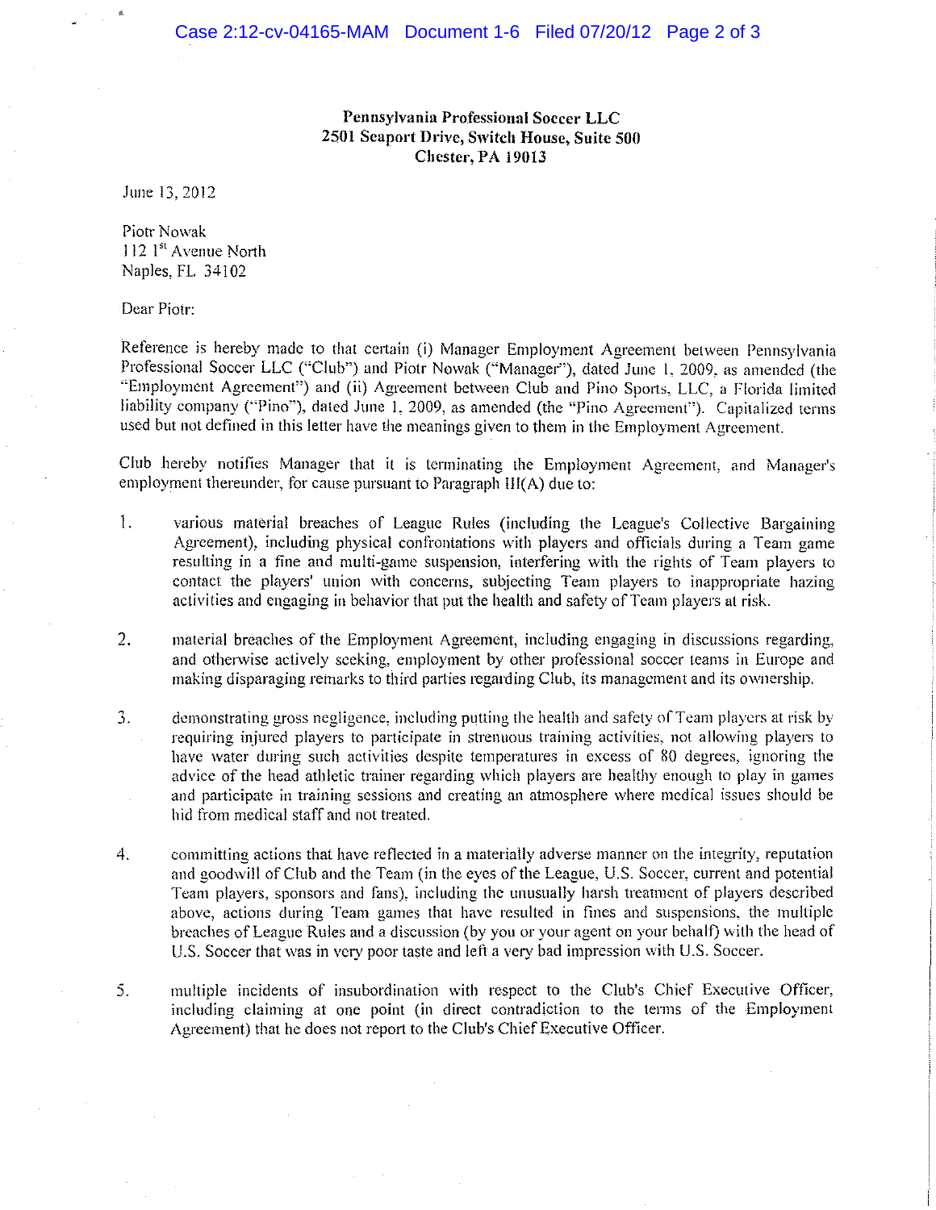**Pennsylvania Professional Soccer LLC**
**2501 Seaport Drive, Switch House, Suite 500**
**Chester, PA 19013**

June 13, 2012

Piotr Nowak
112 1st Avenue North
Naples, FL 34102

Dear Piotr:

Reference is hereby made to that certain (i) Manager Employment Agreement between Pennsylvania Professional Soccer LLC ("Club") and Piotr Nowak ("Manager"), dated June 1, 2009, as amended (the "Employment Agreement") and (ii) Agreement between Club and Pino Sports, LLC, a Florida limited liability company ("Pino"), dated June 1, 2009, as amended (the "Pino Agreement"). Capitalized terms used but not defined in this letter have the meanings given to them in the Employment Agreement.

Club hereby notifies Manager that it is terminating the Employment Agreement, and Manager's employment thereunder, for cause pursuant to Paragraph III(A) due to:

1. various material breaches of League Rules (including the League's Collective Bargaining Agreement), including physical confrontations with players and officials during a Team game resulting in a fine and multi-game suspension, interfering with the rights of Team players to contact the players' union with concerns, subjecting Team players to inappropriate hazing activities and engaging in behavior that put the health and safety of Team players at risk.

2. material breaches of the Employment Agreement, including engaging in discussions regarding, and otherwise actively seeking, employment by other professional soccer teams in Europe and making disparaging remarks to third parties regarding Club, its management and its ownership.

3. demonstrating gross negligence, including putting the health and safety of Team players at risk by requiring injured players to participate in strenuous training activities, not allowing players to have water during such activities despite temperatures in excess of 80 degrees, ignoring the advice of the head athletic trainer regarding which players are healthy enough to play in games and participate in training sessions and creating an atmosphere where medical issues should be hid from medical staff and not treated.

4. committing actions that have reflected in a materially adverse manner on the integrity, reputation and goodwill of Club and the Team (in the eyes of the League, U.S. Soccer, current and potential Team players, sponsors and fans), including the unusually harsh treatment of players described above, actions during Team games that have resulted in fines and suspensions, the multiple breaches of League Rules and a discussion (by you or your agent on your behalf) with the head of U.S. Soccer that was in very poor taste and left a very bad impression with U.S. Soccer.

5. multiple incidents of insubordination with respect to the Club's Chief Executive Officer, including claiming at one point (in direct contradiction to the terms of the Employment Agreement) that he does not report to the Club's Chief Executive Officer.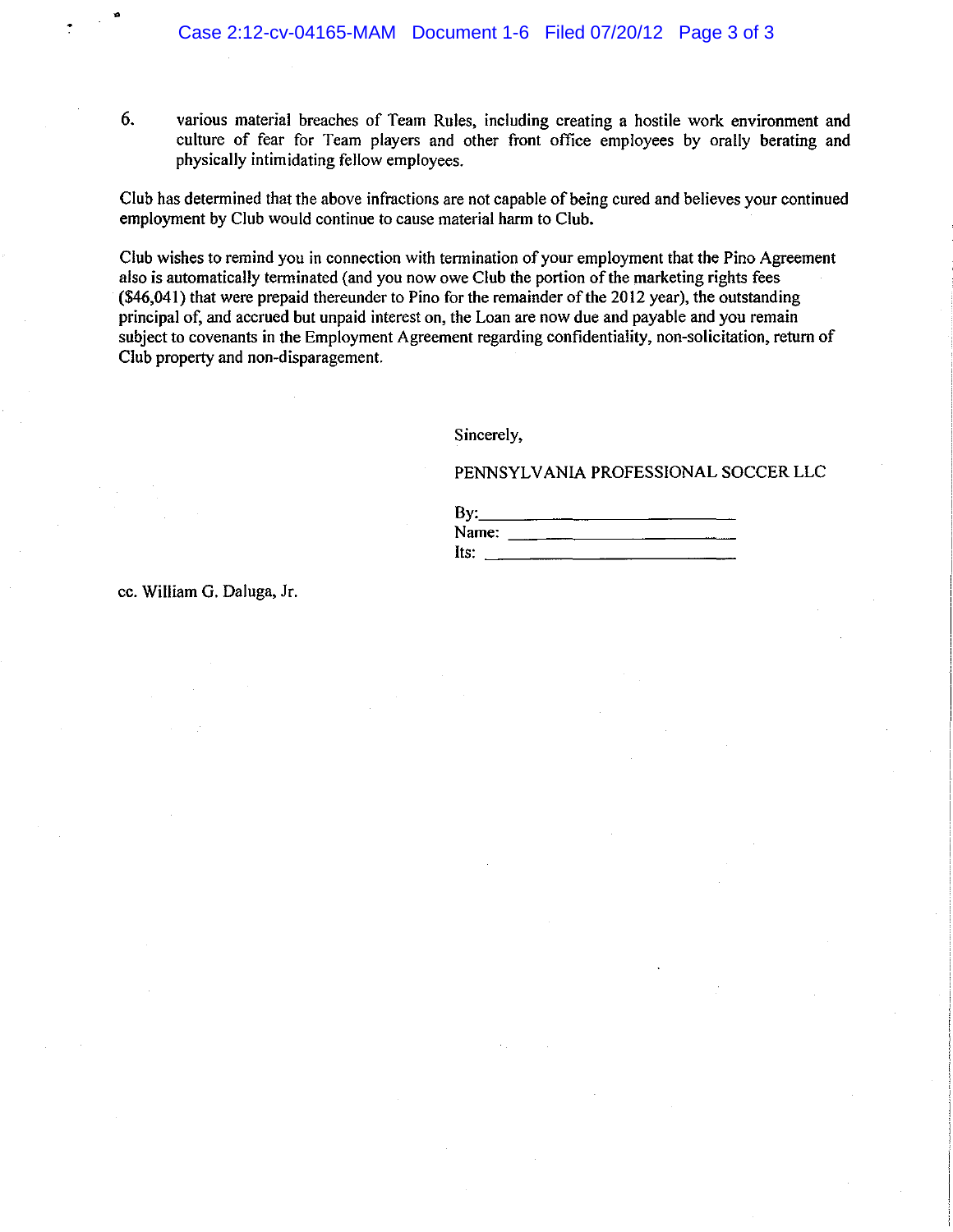6. various material breaches of Team Rules, including creating a hostile work environment and culture of fear for Team players and other front office employees by orally berating and physically intimidating fellow employees.

Club has determined that the above infractions are not capable of being cured and believes your continued employment by Club would continue to cause material harm to Club.

Club wishes to remind you in connection with termination of your employment that the Pino Agreement also is automatically terminated (and you now owe Club the portion of the marketing rights fees ($46,041) that were prepaid thereunder to Pino for the remainder of the 2012 year), the outstanding principal of, and accrued but unpaid interest on, the Loan are now due and payable and you remain subject to covenants in the Employment Agreement regarding confidentiality, non-solicitation, return of Club property and non-disparagement.

Sincerely,

PENNSYLVANIA PROFESSIONAL SOCCER LLC

By: ______________________________
Name: ____________________________
Its: ______________________________

cc. William G. Daluga, Jr.